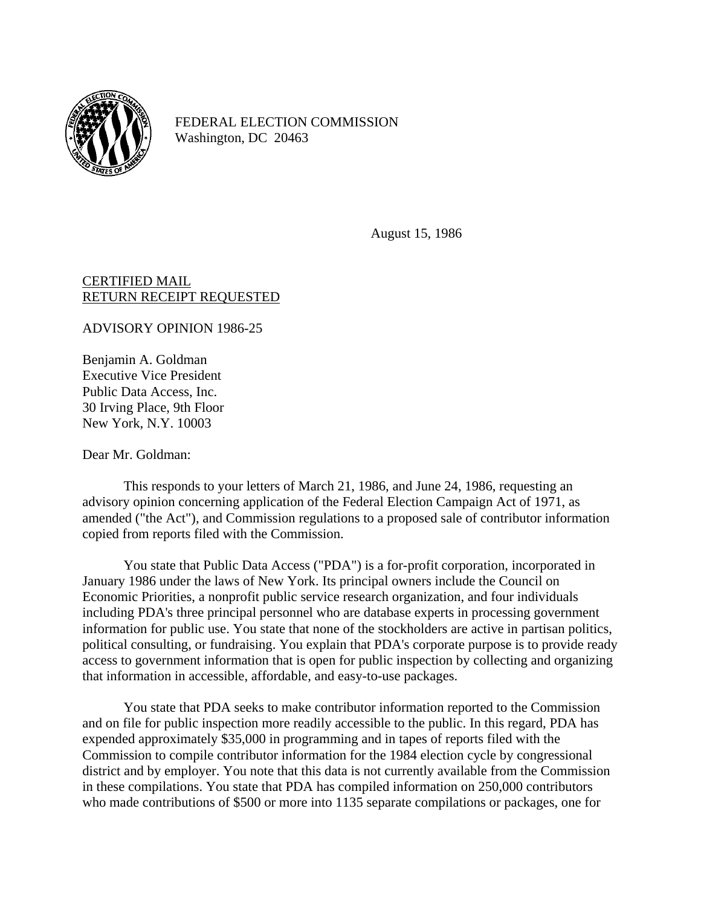FEDERAL ELECTION COMMISSION
Washington, DC 20463

August 15, 1986

<u>CERTIFIED MAIL</u>
<u>RETURN RECEIPT REQUESTED</u>

ADVISORY OPINION 1986-25

Benjamin A. Goldman
Executive Vice President
Public Data Access, Inc.
30 Irving Place, 9th Floor
New York, N.Y. 10003

Dear Mr. Goldman:

This responds to your letters of March 21, 1986, and June 24, 1986, requesting an advisory opinion concerning application of the Federal Election Campaign Act of 1971, as amended ("the Act"), and Commission regulations to a proposed sale of contributor information copied from reports filed with the Commission.

You state that Public Data Access ("PDA") is a for-profit corporation, incorporated in January 1986 under the laws of New York. Its principal owners include the Council on Economic Priorities, a nonprofit public service research organization, and four individuals including PDA's three principal personnel who are database experts in processing government information for public use. You state that none of the stockholders are active in partisan politics, political consulting, or fundraising. You explain that PDA's corporate purpose is to provide ready access to government information that is open for public inspection by collecting and organizing that information in accessible, affordable, and easy-to-use packages.

You state that PDA seeks to make contributor information reported to the Commission and on file for public inspection more readily accessible to the public. In this regard, PDA has expended approximately $35,000 in programming and in tapes of reports filed with the Commission to compile contributor information for the 1984 election cycle by congressional district and by employer. You note that this data is not currently available from the Commission in these compilations. You state that PDA has compiled information on 250,000 contributors who made contributions of $500 or more into 1135 separate compilations or packages, one for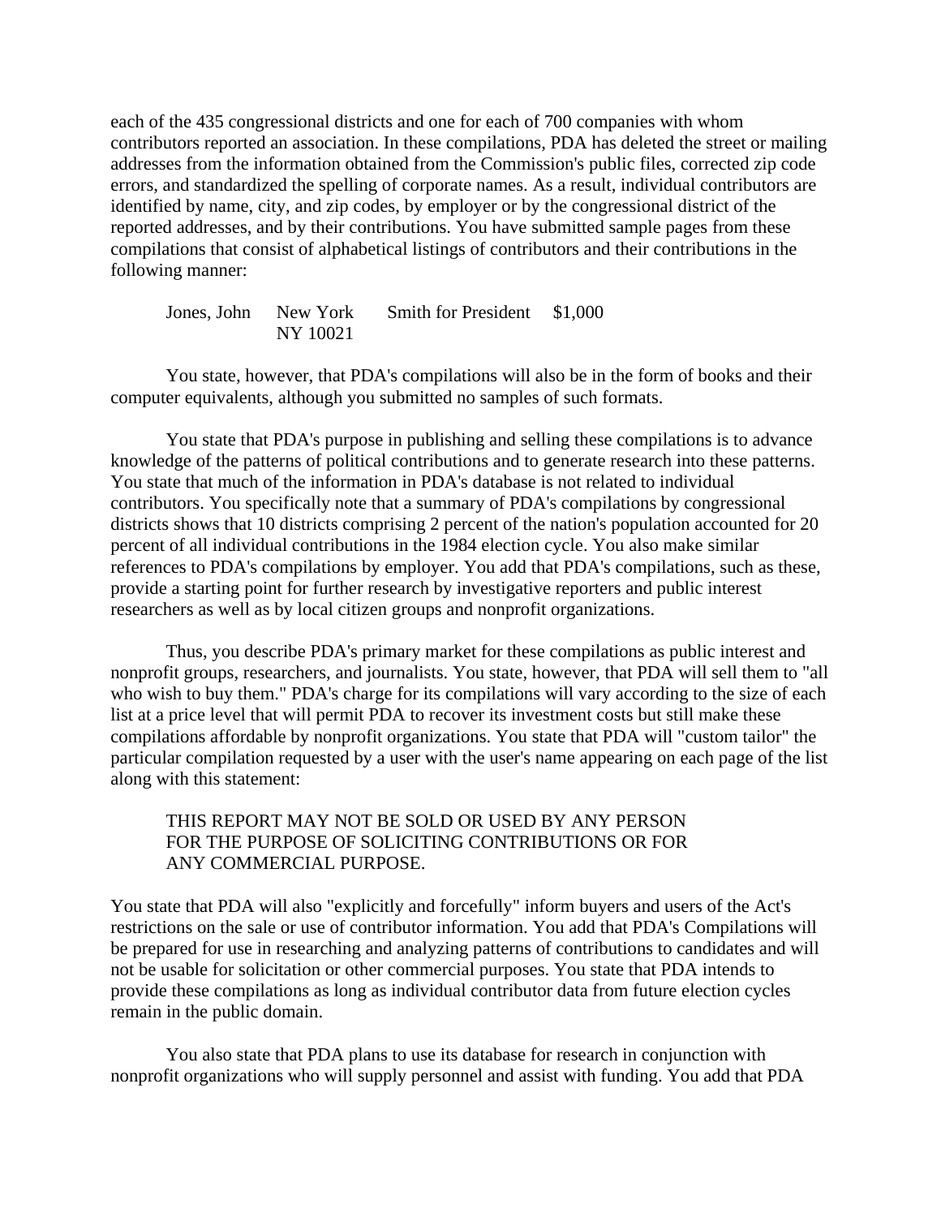each of the 435 congressional districts and one for each of 700 companies with whom contributors reported an association. In these compilations, PDA has deleted the street or mailing addresses from the information obtained from the Commission's public files, corrected zip code errors, and standardized the spelling of corporate names. As a result, individual contributors are identified by name, city, and zip codes, by employer or by the congressional district of the reported addresses, and by their contributions. You have submitted sample pages from these compilations that consist of alphabetical listings of contributors and their contributions in the following manner:

| | | | |
|---|---|---|---|
| Jones, John | New York NY 10021 | Smith for President | $1,000 |

You state, however, that PDA's compilations will also be in the form of books and their computer equivalents, although you submitted no samples of such formats.

You state that PDA's purpose in publishing and selling these compilations is to advance knowledge of the patterns of political contributions and to generate research into these patterns. You state that much of the information in PDA's database is not related to individual contributors. You specifically note that a summary of PDA's compilations by congressional districts shows that 10 districts comprising 2 percent of the nation's population accounted for 20 percent of all individual contributions in the 1984 election cycle. You also make similar references to PDA's compilations by employer. You add that PDA's compilations, such as these, provide a starting point for further research by investigative reporters and public interest researchers as well as by local citizen groups and nonprofit organizations.

Thus, you describe PDA's primary market for these compilations as public interest and nonprofit groups, researchers, and journalists. You state, however, that PDA will sell them to "all who wish to buy them." PDA's charge for its compilations will vary according to the size of each list at a price level that will permit PDA to recover its investment costs but still make these compilations affordable by nonprofit organizations. You state that PDA will "custom tailor" the particular compilation requested by a user with the user's name appearing on each page of the list along with this statement:

> THIS REPORT MAY NOT BE SOLD OR USED BY ANY PERSON FOR THE PURPOSE OF SOLICITING CONTRIBUTIONS OR FOR ANY COMMERCIAL PURPOSE.

You state that PDA will also "explicitly and forcefully" inform buyers and users of the Act's restrictions on the sale or use of contributor information. You add that PDA's Compilations will be prepared for use in researching and analyzing patterns of contributions to candidates and will not be usable for solicitation or other commercial purposes. You state that PDA intends to provide these compilations as long as individual contributor data from future election cycles remain in the public domain.

You also state that PDA plans to use its database for research in conjunction with nonprofit organizations who will supply personnel and assist with funding. You add that PDA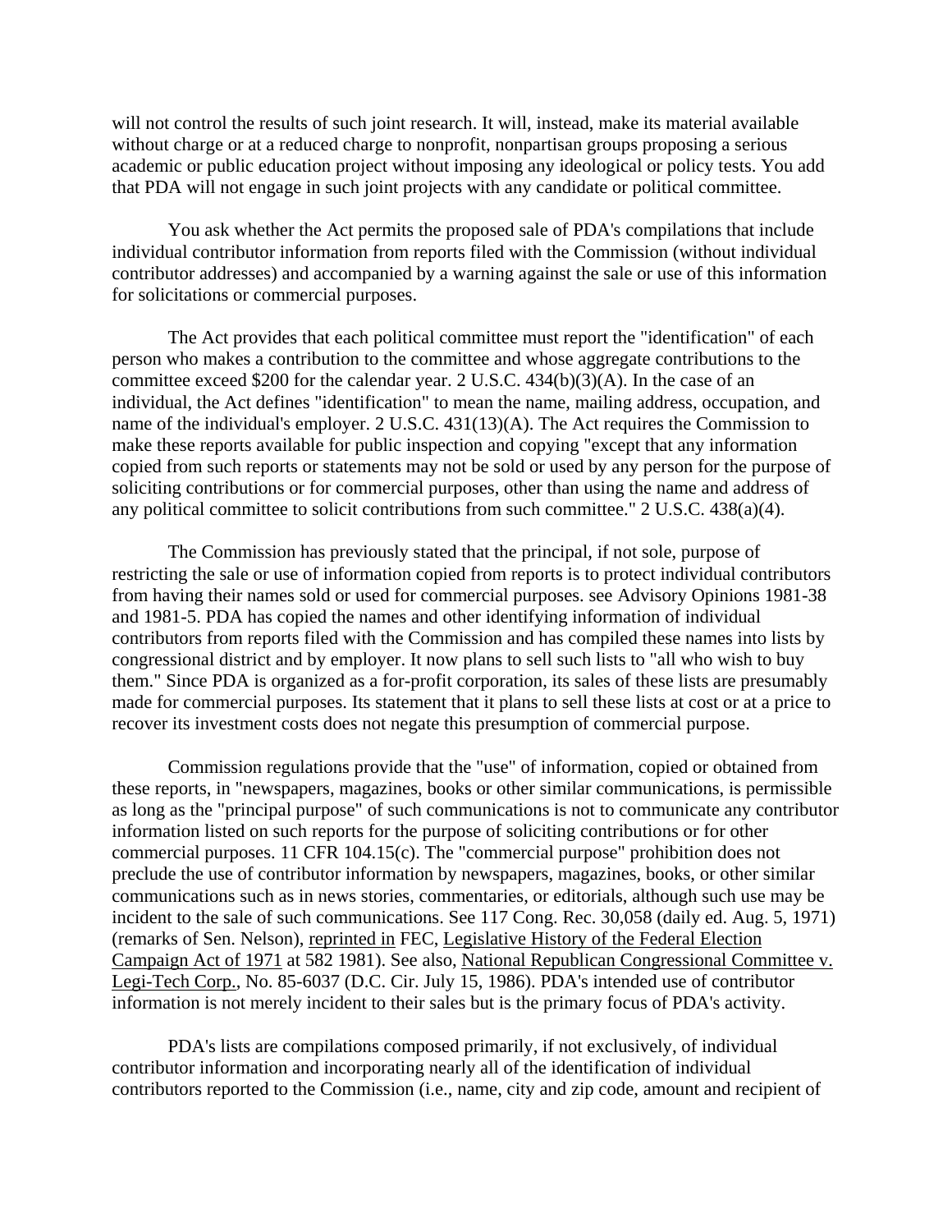will not control the results of such joint research. It will, instead, make its material available without charge or at a reduced charge to nonprofit, nonpartisan groups proposing a serious academic or public education project without imposing any ideological or policy tests. You add that PDA will not engage in such joint projects with any candidate or political committee.

You ask whether the Act permits the proposed sale of PDA's compilations that include individual contributor information from reports filed with the Commission (without individual contributor addresses) and accompanied by a warning against the sale or use of this information for solicitations or commercial purposes.

The Act provides that each political committee must report the "identification" of each person who makes a contribution to the committee and whose aggregate contributions to the committee exceed $200 for the calendar year. 2 U.S.C. 434(b)(3)(A). In the case of an individual, the Act defines "identification" to mean the name, mailing address, occupation, and name of the individual's employer. 2 U.S.C. 431(13)(A). The Act requires the Commission to make these reports available for public inspection and copying "except that any information copied from such reports or statements may not be sold or used by any person for the purpose of soliciting contributions or for commercial purposes, other than using the name and address of any political committee to solicit contributions from such committee." 2 U.S.C. 438(a)(4).

The Commission has previously stated that the principal, if not sole, purpose of restricting the sale or use of information copied from reports is to protect individual contributors from having their names sold or used for commercial purposes. see Advisory Opinions 1981-38 and 1981-5. PDA has copied the names and other identifying information of individual contributors from reports filed with the Commission and has compiled these names into lists by congressional district and by employer. It now plans to sell such lists to "all who wish to buy them." Since PDA is organized as a for-profit corporation, its sales of these lists are presumably made for commercial purposes. Its statement that it plans to sell these lists at cost or at a price to recover its investment costs does not negate this presumption of commercial purpose.

Commission regulations provide that the "use" of information, copied or obtained from these reports, in "newspapers, magazines, books or other similar communications, is permissible as long as the "principal purpose" of such communications is not to communicate any contributor information listed on such reports for the purpose of soliciting contributions or for other commercial purposes. 11 CFR 104.15(c). The "commercial purpose" prohibition does not preclude the use of contributor information by newspapers, magazines, books, or other similar communications such as in news stories, commentaries, or editorials, although such use may be incident to the sale of such communications. See 117 Cong. Rec. 30,058 (daily ed. Aug. 5, 1971) (remarks of Sen. Nelson), reprinted in FEC, Legislative History of the Federal Election Campaign Act of 1971 at 582 1981). See also, National Republican Congressional Committee v. Legi-Tech Corp., No. 85-6037 (D.C. Cir. July 15, 1986). PDA's intended use of contributor information is not merely incident to their sales but is the primary focus of PDA's activity.

PDA's lists are compilations composed primarily, if not exclusively, of individual contributor information and incorporating nearly all of the identification of individual contributors reported to the Commission (i.e., name, city and zip code, amount and recipient of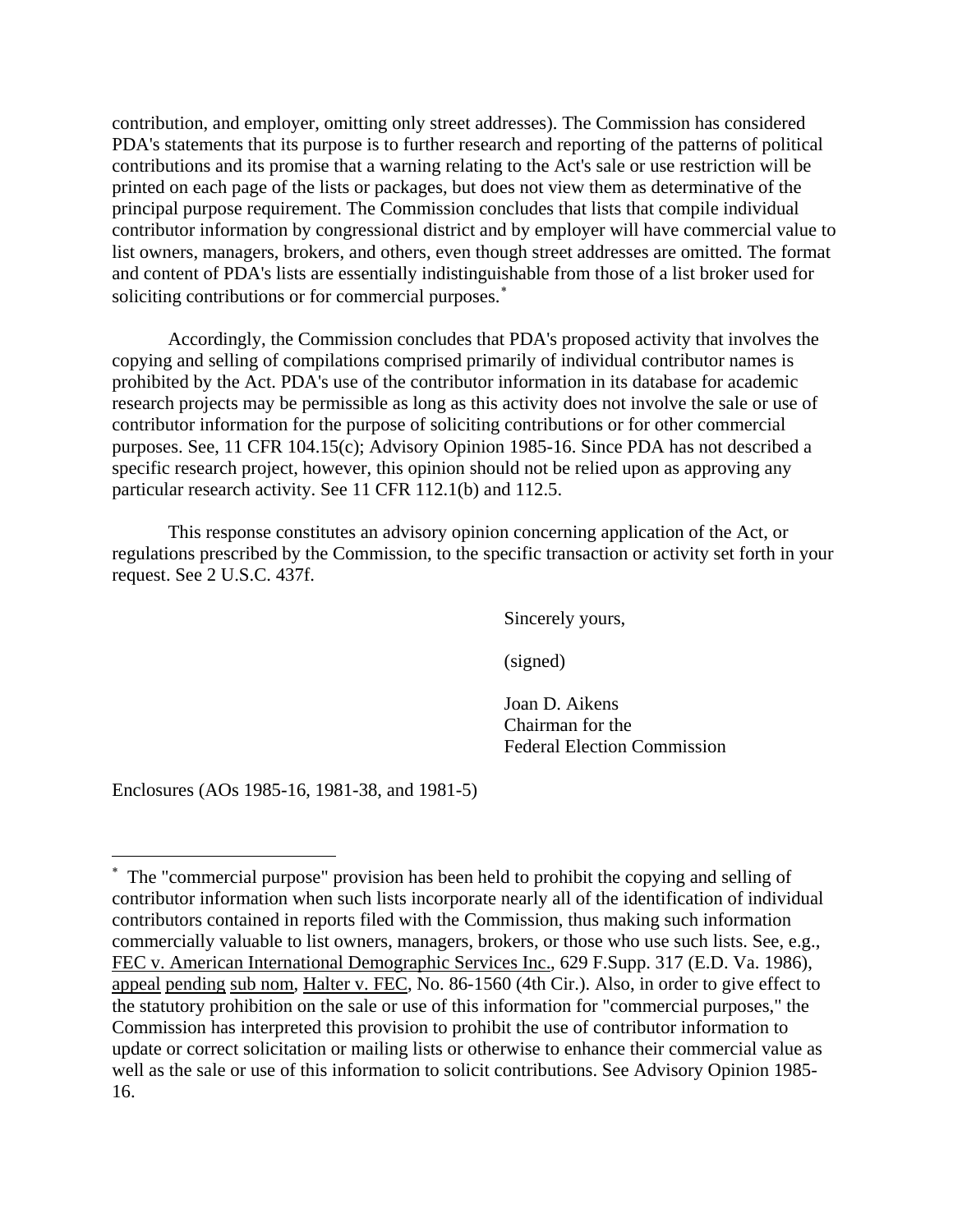contribution, and employer, omitting only street addresses). The Commission has considered PDA's statements that its purpose is to further research and reporting of the patterns of political contributions and its promise that a warning relating to the Act's sale or use restriction will be printed on each page of the lists or packages, but does not view them as determinative of the principal purpose requirement. The Commission concludes that lists that compile individual contributor information by congressional district and by employer will have commercial value to list owners, managers, brokers, and others, even though street addresses are omitted. The format and content of PDA's lists are essentially indistinguishable from those of a list broker used for soliciting contributions or for commercial purposes.[*]

Accordingly, the Commission concludes that PDA's proposed activity that involves the copying and selling of compilations comprised primarily of individual contributor names is prohibited by the Act. PDA's use of the contributor information in its database for academic research projects may be permissible as long as this activity does not involve the sale or use of contributor information for the purpose of soliciting contributions or for other commercial purposes. See, 11 CFR 104.15(c); Advisory Opinion 1985-16. Since PDA has not described a specific research project, however, this opinion should not be relied upon as approving any particular research activity. See 11 CFR 112.1(b) and 112.5.

This response constitutes an advisory opinion concerning application of the Act, or regulations prescribed by the Commission, to the specific transaction or activity set forth in your request. See 2 U.S.C. 437f.

Sincerely yours,

(signed)

Joan D. Aikens
Chairman for the
Federal Election Commission

Enclosures (AOs 1985-16, 1981-38, and 1981-5)

---

[*] The "commercial purpose" provision has been held to prohibit the copying and selling of contributor information when such lists incorporate nearly all of the identification of individual contributors contained in reports filed with the Commission, thus making such information commercially valuable to list owners, managers, brokers, or those who use such lists. See, e.g., FEC v. American International Demographic Services Inc., 629 F.Supp. 317 (E.D. Va. 1986), appeal pending sub nom, Halter v. FEC, No. 86-1560 (4th Cir.). Also, in order to give effect to the statutory prohibition on the sale or use of this information for "commercial purposes," the Commission has interpreted this provision to prohibit the use of contributor information to update or correct solicitation or mailing lists or otherwise to enhance their commercial value as well as the sale or use of this information to solicit contributions. See Advisory Opinion 1985-16.